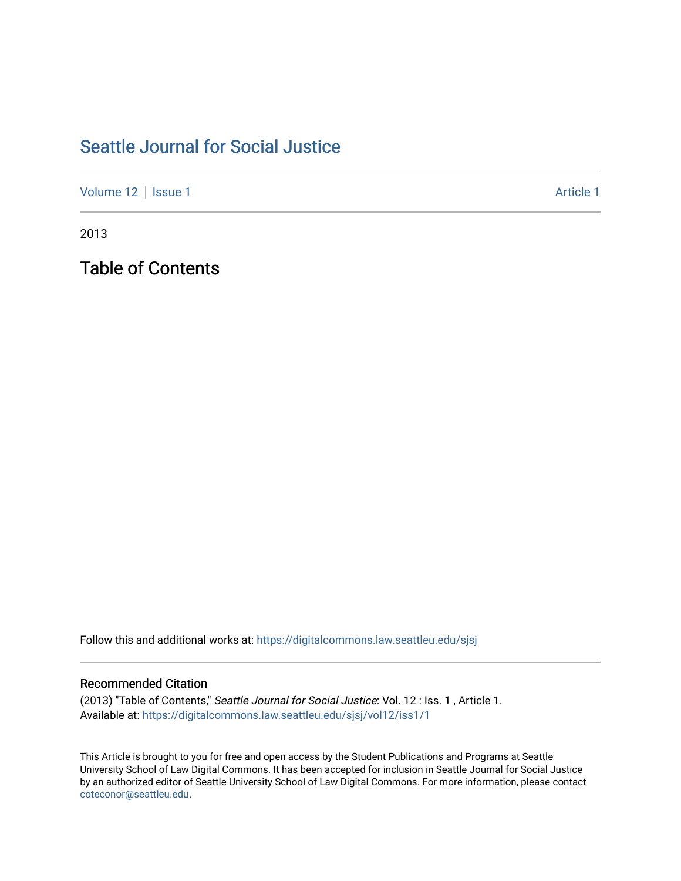# Seattle Journal for Social Justice

Volume 12 | Issue 1 Article 1

2013

## Table of Contents

Follow this and additional works at: https://digitalcommons.law.seattleu.edu/sjsj

### Recommended Citation

(2013) "Table of Contents," *Seattle Journal for Social Justice*: Vol. 12 : Iss. 1 , Article 1.
Available at: https://digitalcommons.law.seattleu.edu/sjsj/vol12/iss1/1

This Article is brought to you for free and open access by the Student Publications and Programs at Seattle University School of Law Digital Commons. It has been accepted for inclusion in Seattle Journal for Social Justice by an authorized editor of Seattle University School of Law Digital Commons. For more information, please contact coteconor@seattleu.edu.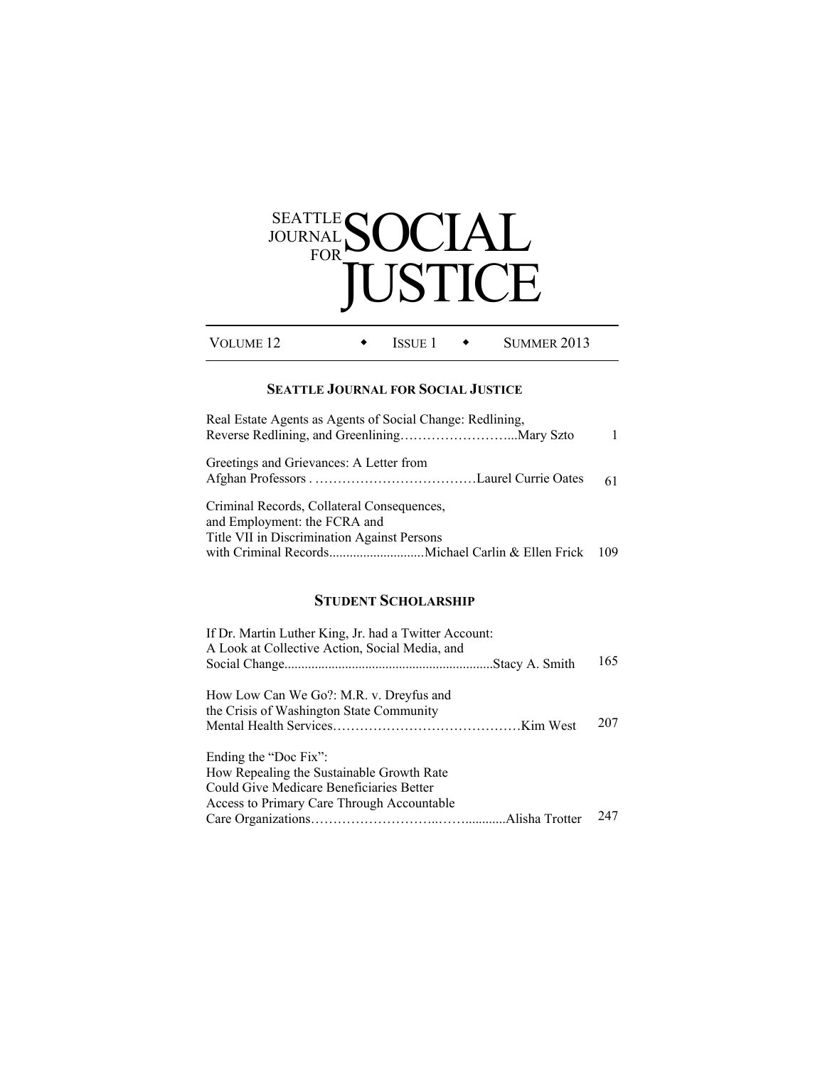# SEATTLE JOURNAL FOR SOCIAL JUSTICE

VOLUME 12 ◆ ISSUE 1 ◆ SUMMER 2013

## SEATTLE JOURNAL FOR SOCIAL JUSTICE

Real Estate Agents as Agents of Social Change: Redlining, Reverse Redlining, and Greenlining……………………...Mary Szto 1

Greetings and Grievances: A Letter from Afghan Professors . ………………………………Laurel Currie Oates 61

Criminal Records, Collateral Consequences, and Employment: the FCRA and Title VII in Discrimination Against Persons with Criminal Records............................Michael Carlin & Ellen Frick 109

## STUDENT SCHOLARSHIP

If Dr. Martin Luther King, Jr. had a Twitter Account: A Look at Collective Action, Social Media, and Social Change..............................................................Stacy A. Smith 165

How Low Can We Go?: M.R. v. Dreyfus and the Crisis of Washington State Community Mental Health Services……………………………………Kim West 207

Ending the "Doc Fix": How Repealing the Sustainable Growth Rate Could Give Medicare Beneficiaries Better Access to Primary Care Through Accountable Care Organizations………………………..……............Alisha Trotter 247